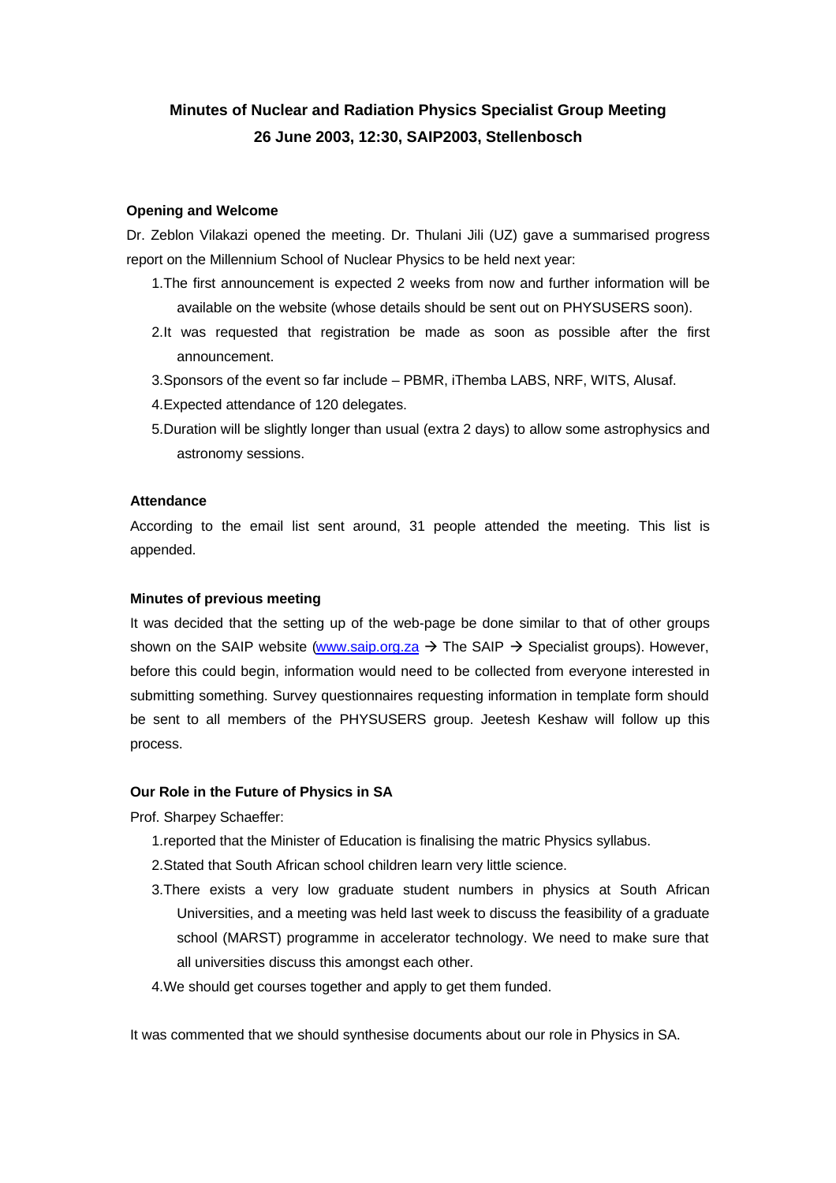# Minutes of Nuclear and Radiation Physics Specialist Group Meeting
## 26 June 2003, 12:30, SAIP2003, Stellenbosch

**Opening and Welcome**

Dr. Zeblon Vilakazi opened the meeting. Dr. Thulani Jili (UZ) gave a summarised progress report on the Millennium School of Nuclear Physics to be held next year:

1. The first announcement is expected 2 weeks from now and further information will be available on the website (whose details should be sent out on PHYSUSERS soon).
2. It was requested that registration be made as soon as possible after the first announcement.
3. Sponsors of the event so far include – PBMR, iThemba LABS, NRF, WITS, Alusaf.
4. Expected attendance of 120 delegates.
5. Duration will be slightly longer than usual (extra 2 days) to allow some astrophysics and astronomy sessions.

**Attendance**

According to the email list sent around, 31 people attended the meeting. This list is appended.

**Minutes of previous meeting**

It was decided that the setting up of the web-page be done similar to that of other groups shown on the SAIP website (www.saip.org.za → The SAIP → Specialist groups). However, before this could begin, information would need to be collected from everyone interested in submitting something. Survey questionnaires requesting information in template form should be sent to all members of the PHYSUSERS group. Jeetesh Keshaw will follow up this process.

**Our Role in the Future of Physics in SA**

Prof. Sharpey Schaeffer:

1. reported that the Minister of Education is finalising the matric Physics syllabus.
2. Stated that South African school children learn very little science.
3. There exists a very low graduate student numbers in physics at South African Universities, and a meeting was held last week to discuss the feasibility of a graduate school (MARST) programme in accelerator technology. We need to make sure that all universities discuss this amongst each other.
4. We should get courses together and apply to get them funded.

It was commented that we should synthesise documents about our role in Physics in SA.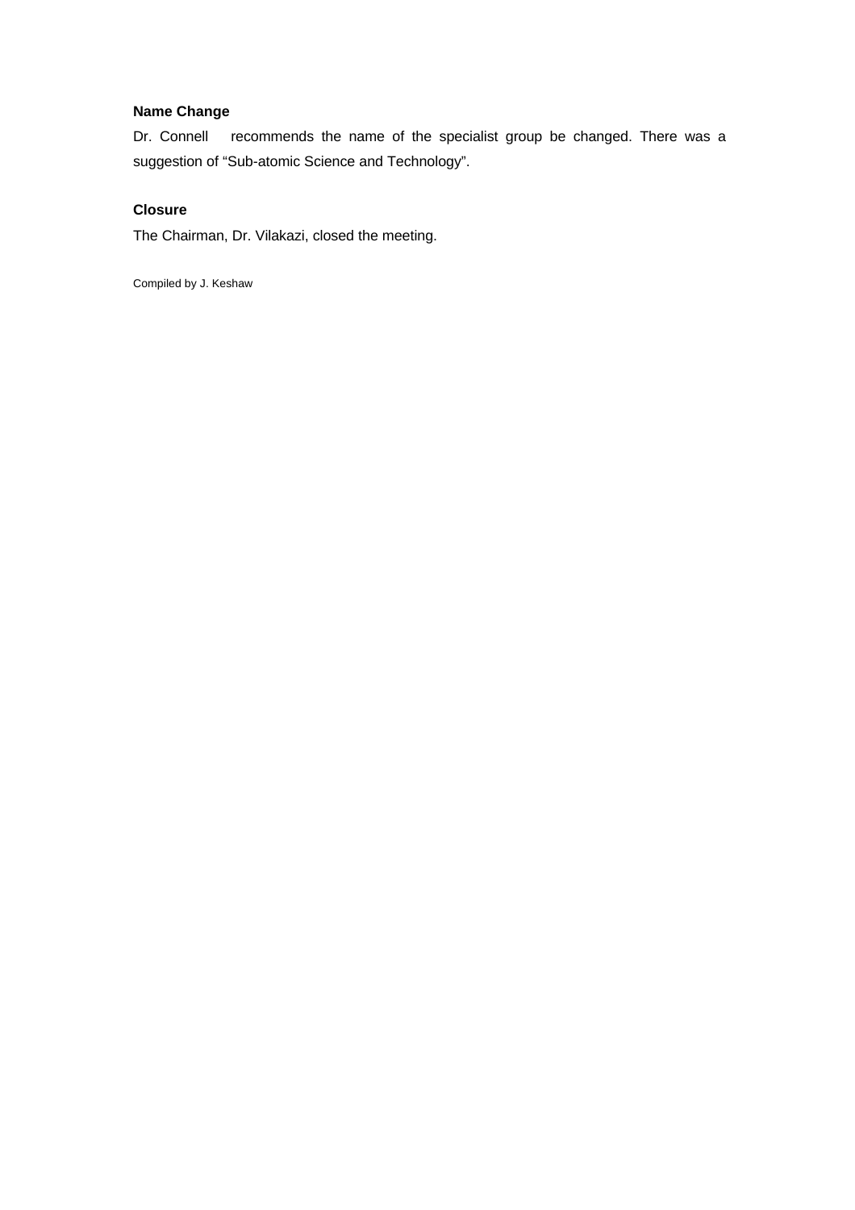**Name Change**

Dr. Connell recommends the name of the specialist group be changed. There was a suggestion of "Sub-atomic Science and Technology".

**Closure**

The Chairman, Dr. Vilakazi, closed the meeting.

Compiled by J. Keshaw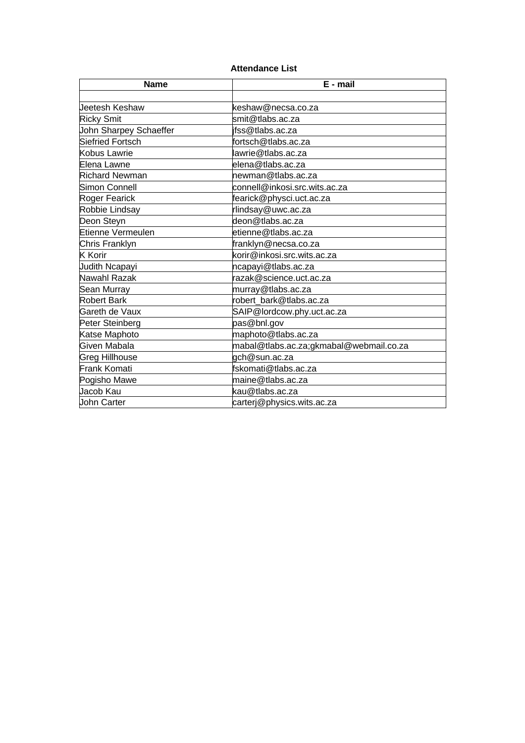**Attendance List**

| Name | E - mail |
|---|---|
| | |
| Jeetesh Keshaw | keshaw@necsa.co.za |
| Ricky Smit | smit@tlabs.ac.za |
| John Sharpey Schaeffer | jfss@tlabs.ac.za |
| Siefried Fortsch | fortsch@tlabs.ac.za |
| Kobus Lawrie | lawrie@tlabs.ac.za |
| Elena Lawne | elena@tlabs.ac.za |
| Richard Newman | newman@tlabs.ac.za |
| Simon Connell | connell@inkosi.src.wits.ac.za |
| Roger Fearick | fearick@physci.uct.ac.za |
| Robbie Lindsay | rlindsay@uwc.ac.za |
| Deon Steyn | deon@tlabs.ac.za |
| Etienne Vermeulen | etienne@tlabs.ac.za |
| Chris Franklyn | franklyn@necsa.co.za |
| K Korir | korir@inkosi.src.wits.ac.za |
| Judith Ncapayi | ncapayi@tlabs.ac.za |
| Nawahl Razak | razak@science.uct.ac.za |
| Sean Murray | murray@tlabs.ac.za |
| Robert Bark | robert_bark@tlabs.ac.za |
| Gareth de Vaux | SAIP@lordcow.phy.uct.ac.za |
| Peter Steinberg | pas@bnl.gov |
| Katse Maphoto | maphoto@tlabs.ac.za |
| Given Mabala | mabal@tlabs.ac.za;gkmabal@webmail.co.za |
| Greg Hillhouse | gch@sun.ac.za |
| Frank Komati | fskomati@tlabs.ac.za |
| Pogisho Mawe | maine@tlabs.ac.za |
| Jacob Kau | kau@tlabs.ac.za |
| John Carter | carterj@physics.wits.ac.za |